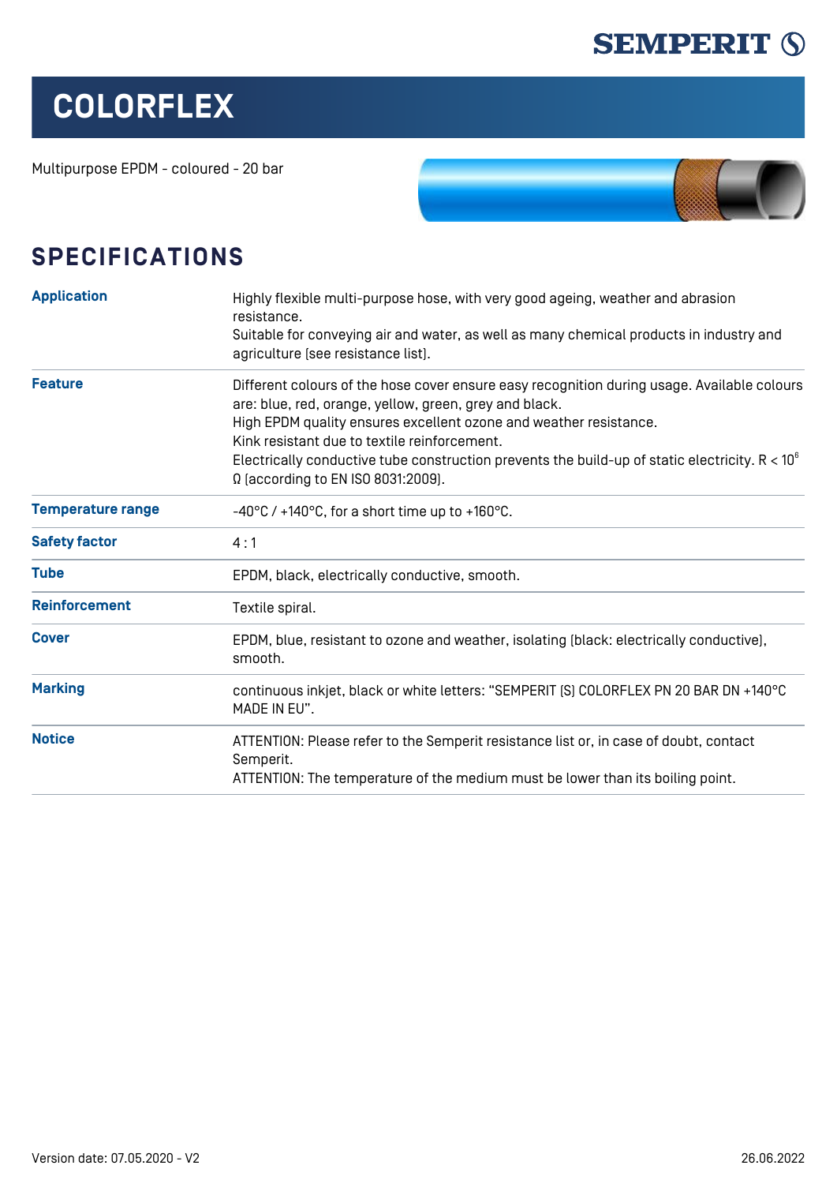SEMPERIT

# COLORFLEX

Multipurpose EPDM - coloured - 20 bar

## SPECIFICATIONS

| | |
|---|---|
| **Application** | Highly flexible multi-purpose hose, with very good ageing, weather and abrasion resistance.<br>Suitable for conveying air and water, as well as many chemical products in industry and agriculture [see resistance list]. |
| **Feature** | Different colours of the hose cover ensure easy recognition during usage. Available colours are: blue, red, orange, yellow, green, grey and black.<br>High EPDM quality ensures excellent ozone and weather resistance.<br>Kink resistant due to textile reinforcement.<br>Electrically conductive tube construction prevents the build-up of static electricity. $R < 10^6$ Ω [according to EN ISO 8031:2009]. |
| **Temperature range** | -40°C / +140°C, for a short time up to +160°C. |
| **Safety factor** | 4 : 1 |
| **Tube** | EPDM, black, electrically conductive, smooth. |
| **Reinforcement** | Textile spiral. |
| **Cover** | EPDM, blue, resistant to ozone and weather, isolating [black: electrically conductive], smooth. |
| **Marking** | continuous inkjet, black or white letters: “SEMPERIT (S) COLORFLEX PN 20 BAR DN +140°C MADE IN EU”. |
| **Notice** | ATTENTION: Please refer to the Semperit resistance list or, in case of doubt, contact Semperit.<br>ATTENTION: The temperature of the medium must be lower than its boiling point. |

Version date: 07.05.2020 - V2

26.06.2022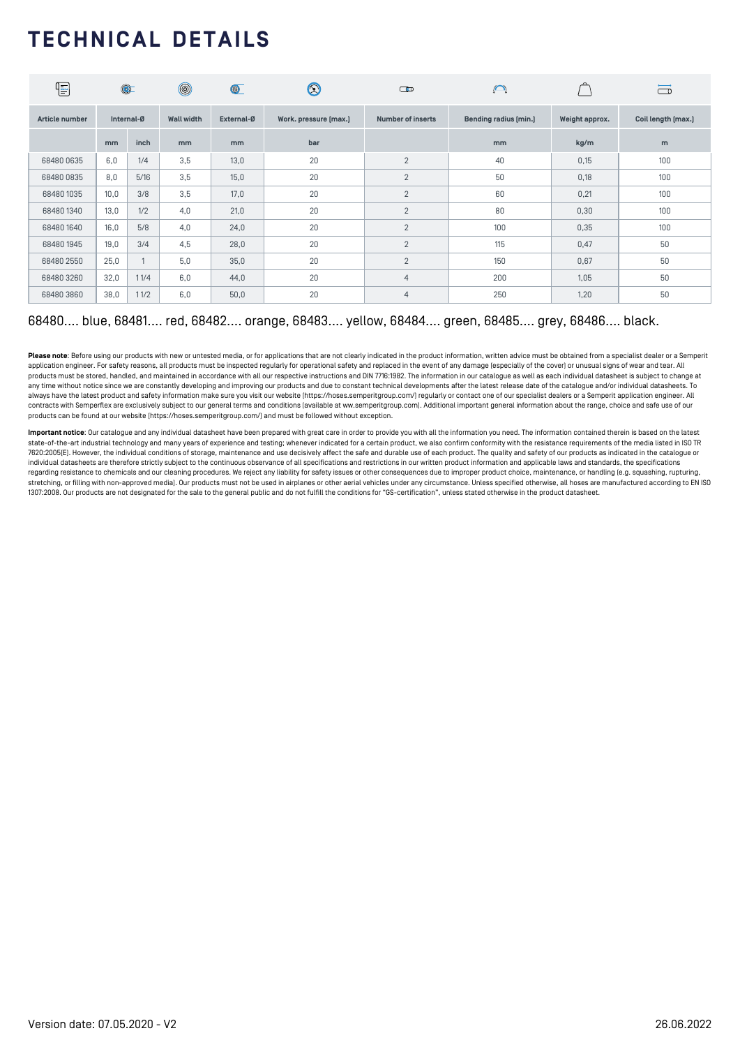# TECHNICAL DETAILS

| Article number | Internal-Ø | | Wall width | External-Ø | Work. pressure (max.) | Number of inserts | Bending radius (min.) | Weight approx. | Coil length (max.) |
|---|---|---|---|---|---|---|---|---|---|
| | mm | inch | mm | mm | bar | | mm | kg/m | m |
| 68480 0635 | 6,0 | 1/4 | 3,5 | 13,0 | 20 | 2 | 40 | 0,15 | 100 |
| 68480 0835 | 8,0 | 5/16 | 3,5 | 15,0 | 20 | 2 | 50 | 0,18 | 100 |
| 68480 1035 | 10,0 | 3/8 | 3,5 | 17,0 | 20 | 2 | 60 | 0,21 | 100 |
| 68480 1340 | 13,0 | 1/2 | 4,0 | 21,0 | 20 | 2 | 80 | 0,30 | 100 |
| 68480 1640 | 16,0 | 5/8 | 4,0 | 24,0 | 20 | 2 | 100 | 0,35 | 100 |
| 68480 1945 | 19,0 | 3/4 | 4,5 | 28,0 | 20 | 2 | 115 | 0,47 | 50 |
| 68480 2550 | 25,0 | 1 | 5,0 | 35,0 | 20 | 2 | 150 | 0,67 | 50 |
| 68480 3260 | 32,0 | 1 1/4 | 6,0 | 44,0 | 20 | 4 | 200 | 1,05 | 50 |
| 68480 3860 | 38,0 | 1 1/2 | 6,0 | 50,0 | 20 | 4 | 250 | 1,20 | 50 |

68480.... blue, 68481.... red, 68482.... orange, 68483.... yellow, 68484.... green, 68485.... grey, 68486.... black.

**Please note**: Before using our products with new or untested media, or for applications that are not clearly indicated in the product information, written advice must be obtained from a specialist dealer or a Semperit application engineer. For safety reasons, all products must be inspected regularly for operational safety and replaced in the event of any damage (especially of the cover) or unusual signs of wear and tear. All products must be stored, handled, and maintained in accordance with all our respective instructions and DIN 7716:1982. The information in our catalogue as well as each individual datasheet is subject to change at any time without notice since we are constantly developing and improving our products and due to constant technical developments after the latest release date of the catalogue and/or individual datasheets. To always have the latest product and safety information make sure you visit our website (https://hoses.semperitgroup.com/) regularly or contact one of our specialist dealers or a Semperit application engineer. All contracts with Semperflex are exclusively subject to our general terms and conditions (available at ww.semperitgroup.com). Additional important general information about the range, choice and safe use of our products can be found at our website (https://hoses.semperitgroup.com/) and must be followed without exception.

**Important notice**: Our catalogue and any individual datasheet have been prepared with great care in order to provide you with all the information you need. The information contained therein is based on the latest state-of-the-art industrial technology and many years of experience and testing; whenever indicated for a certain product, we also confirm conformity with the resistance requirements of the media listed in ISO TR 7620:2005(E). However, the individual conditions of storage, maintenance and use decisively affect the safe and durable use of each product. The quality and safety of our products as indicated in the catalogue or individual datasheets are therefore strictly subject to the continuous observance of all specifications and restrictions in our written product information and applicable laws and standards, the specifications regarding resistance to chemicals and our cleaning procedures. We reject any liability for safety issues or other consequences due to improper product choice, maintenance, or handling (e.g. squashing, rupturing, stretching, or filling with non-approved media). Our products must not be used in airplanes or other aerial vehicles under any circumstance. Unless specified otherwise, all hoses are manufactured according to EN ISO 1307:2008. Our products are not designated for the sale to the general public and do not fulfill the conditions for "GS-certification", unless stated otherwise in the product datasheet.

Version date: 07.05.2020 - V2

26.06.2022